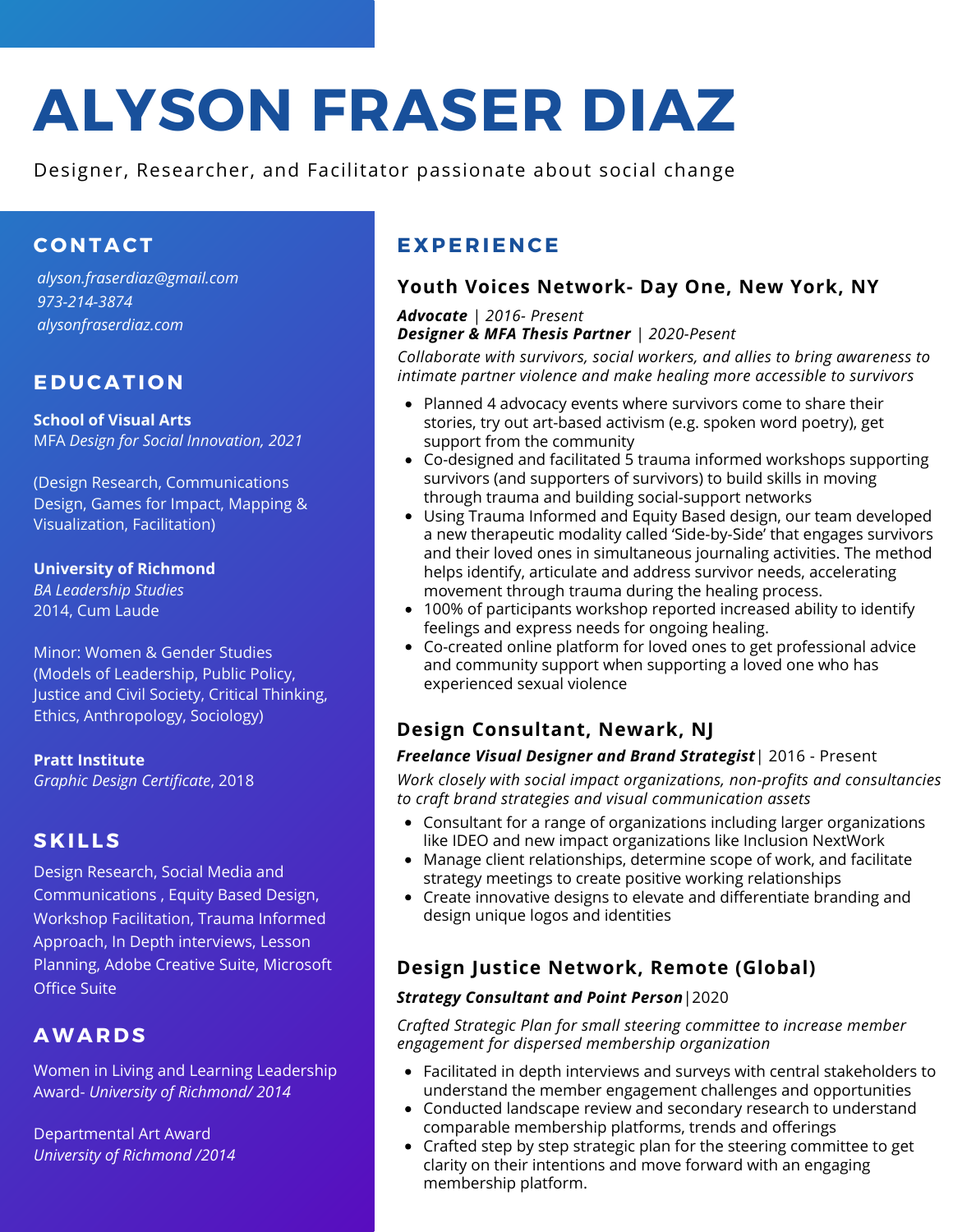# ALYSON FRASER DIAZ

Designer, Researcher, and Facilitator passionate about social change

## CONTACT

*alyson.fraserdiaz@gmail.com*
*973-214-3874*
*alysonfraserdiaz.com*

## EDUCATION

**School of Visual Arts**
MFA *Design for Social Innovation, 2021*

(Design Research, Communications Design, Games for Impact, Mapping & Visualization, Facilitation)

**University of Richmond**
*BA Leadership Studies*
2014, Cum Laude

Minor: Women & Gender Studies (Models of Leadership, Public Policy, Justice and Civil Society, Critical Thinking, Ethics, Anthropology, Sociology)

**Pratt Institute**
*Graphic Design Certificate*, 2018

## SKILLS

Design Research, Social Media and Communications , Equity Based Design, Workshop Facilitation, Trauma Informed Approach, In Depth interviews, Lesson Planning, Adobe Creative Suite, Microsoft Office Suite

## AWARDS

Women in Living and Learning Leadership Award- *University of Richmond/ 2014*

Departmental Art Award
*University of Richmond /2014*

## EXPERIENCE

### Youth Voices Network- Day One, New York, NY

***Advocate*** | *2016- Present*
***Designer & MFA Thesis Partner*** | *2020-Pesent*

*Collaborate with survivors, social workers, and allies to bring awareness to intimate partner violence and make healing more accessible to survivors*

- Planned 4 advocacy events where survivors come to share their stories, try out art-based activism (e.g. spoken word poetry), get support from the community
- Co-designed and facilitated 5 trauma informed workshops supporting survivors (and supporters of survivors) to build skills in moving through trauma and building social-support networks
- Using Trauma Informed and Equity Based design, our team developed a new therapeutic modality called 'Side-by-Side' that engages survivors and their loved ones in simultaneous journaling activities. The method helps identify, articulate and address survivor needs, accelerating movement through trauma during the healing process.
- 100% of participants workshop reported increased ability to identify feelings and express needs for ongoing healing.
- Co-created online platform for loved ones to get professional advice and community support when supporting a loved one who has experienced sexual violence

### Design Consultant, Newark, NJ

***Freelance Visual Designer and Brand Strategist***| 2016 - Present

*Work closely with social impact organizations, non-profits and consultancies to craft brand strategies and visual communication assets*

- Consultant for a range of organizations including larger organizations like IDEO and new impact organizations like Inclusion NextWork
- Manage client relationships, determine scope of work, and facilitate strategy meetings to create positive working relationships
- Create innovative designs to elevate and differentiate branding and design unique logos and identities

### Design Justice Network, Remote (Global)

***Strategy Consultant and Point Person***|2020

*Crafted Strategic Plan for small steering committee to increase member engagement for dispersed membership organization*

- Facilitated in depth interviews and surveys with central stakeholders to understand the member engagement challenges and opportunities
- Conducted landscape review and secondary research to understand comparable membership platforms, trends and offerings
- Crafted step by step strategic plan for the steering committee to get clarity on their intentions and move forward with an engaging membership platform.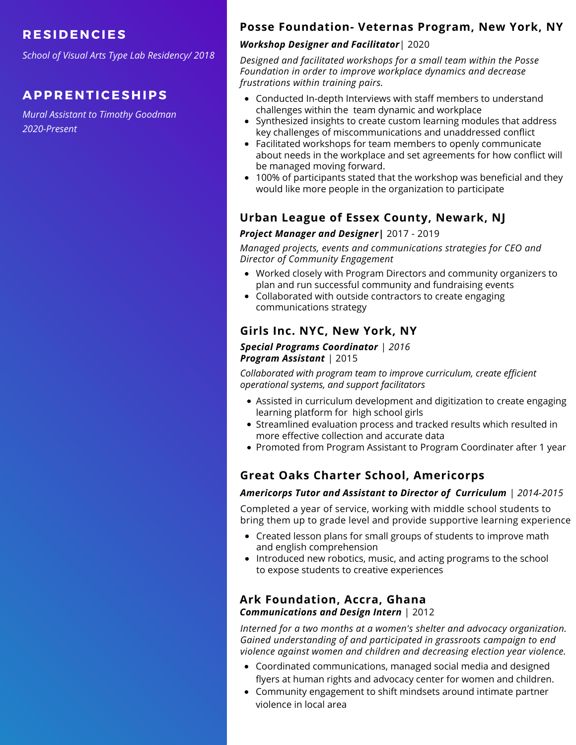## RESIDENCIES

*School of Visual Arts Type Lab Residency/ 2018*

## APPRENTICESHIPS

*Mural Assistant to Timothy Goodman 2020-Present*

## Posse Foundation- Veternas Program, New York, NY

***Workshop Designer and Facilitator***| 2020

*Designed and facilitated workshops for a small team within the Posse Foundation in order to improve workplace dynamics and decrease frustrations within training pairs.*

- Conducted In-depth Interviews with staff members to understand challenges within the team dynamic and workplace
- Synthesized insights to create custom learning modules that address key challenges of miscommunications and unaddressed conflict
- Facilitated workshops for team members to openly communicate about needs in the workplace and set agreements for how conflict will be managed moving forward.
- 100% of participants stated that the workshop was beneficial and they would like more people in the organization to participate

## Urban League of Essex County, Newark, NJ

***Project Manager and Designer***| 2017 - 2019

*Managed projects, events and communications strategies for CEO and Director of Community Engagement*

- Worked closely with Program Directors and community organizers to plan and run successful community and fundraising events
- Collaborated with outside contractors to create engaging communications strategy

## Girls Inc. NYC, New York, NY

***Special Programs Coordinator*** | *2016*
***Program Assistant*** | 2015

*Collaborated with program team to improve curriculum, create efficient operational systems, and support facilitators*

- Assisted in curriculum development and digitization to create engaging learning platform for high school girls
- Streamlined evaluation process and tracked results which resulted in more effective collection and accurate data
- Promoted from Program Assistant to Program Coordinater after 1 year

## Great Oaks Charter School, Americorps

***Americorps Tutor and Assistant to Director of Curriculum*** | *2014-2015*

Completed a year of service, working with middle school students to bring them up to grade level and provide supportive learning experience

- Created lesson plans for small groups of students to improve math and english comprehension
- Introduced new robotics, music, and acting programs to the school to expose students to creative experiences

## Ark Foundation, Accra, Ghana

***Communications and Design Intern*** | 2012

*Interned for a two months at a women's shelter and advocacy organization. Gained understanding of and participated in grassroots campaign to end violence against women and children and decreasing election year violence.*

- Coordinated communications, managed social media and designed flyers at human rights and advocacy center for women and children.
- Community engagement to shift mindsets around intimate partner violence in local area